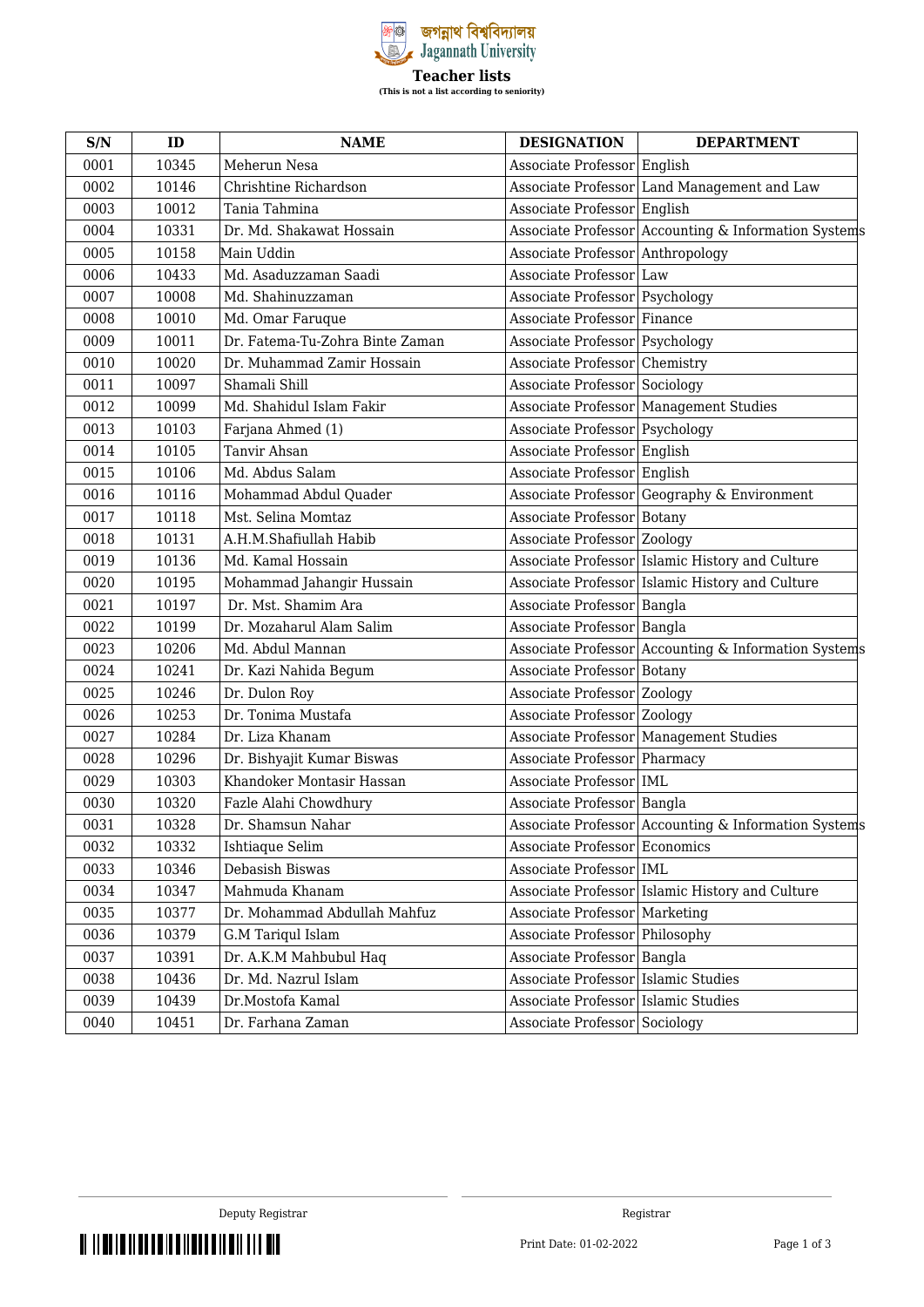জগন্নাথ বিশ্ববিদ্যালয়
Jagannath University

# Teacher lists

**(This is not a list according to seniority)**

| S/N | ID | NAME | DESIGNATION | DEPARTMENT |
|---|---|---|---|---|
| 0001 | 10345 | Meherun Nesa | Associate Professor | English |
| 0002 | 10146 | Chrishtine Richardson | Associate Professor | Land Management and Law |
| 0003 | 10012 | Tania Tahmina | Associate Professor | English |
| 0004 | 10331 | Dr. Md. Shakawat Hossain | Associate Professor | Accounting & Information Systems |
| 0005 | 10158 | Main Uddin | Associate Professor | Anthropology |
| 0006 | 10433 | Md. Asaduzzaman Saadi | Associate Professor | Law |
| 0007 | 10008 | Md. Shahinuzzaman | Associate Professor | Psychology |
| 0008 | 10010 | Md. Omar Faruque | Associate Professor | Finance |
| 0009 | 10011 | Dr. Fatema-Tu-Zohra Binte Zaman | Associate Professor | Psychology |
| 0010 | 10020 | Dr. Muhammad Zamir Hossain | Associate Professor | Chemistry |
| 0011 | 10097 | Shamali Shill | Associate Professor | Sociology |
| 0012 | 10099 | Md. Shahidul Islam Fakir | Associate Professor | Management Studies |
| 0013 | 10103 | Farjana Ahmed (1) | Associate Professor | Psychology |
| 0014 | 10105 | Tanvir Ahsan | Associate Professor | English |
| 0015 | 10106 | Md. Abdus Salam | Associate Professor | English |
| 0016 | 10116 | Mohammad Abdul Quader | Associate Professor | Geography & Environment |
| 0017 | 10118 | Mst. Selina Momtaz | Associate Professor | Botany |
| 0018 | 10131 | A.H.M.Shafiullah Habib | Associate Professor | Zoology |
| 0019 | 10136 | Md. Kamal Hossain | Associate Professor | Islamic History and Culture |
| 0020 | 10195 | Mohammad Jahangir Hussain | Associate Professor | Islamic History and Culture |
| 0021 | 10197 | Dr. Mst. Shamim Ara | Associate Professor | Bangla |
| 0022 | 10199 | Dr. Mozaharul Alam Salim | Associate Professor | Bangla |
| 0023 | 10206 | Md. Abdul Mannan | Associate Professor | Accounting & Information Systems |
| 0024 | 10241 | Dr. Kazi Nahida Begum | Associate Professor | Botany |
| 0025 | 10246 | Dr. Dulon Roy | Associate Professor | Zoology |
| 0026 | 10253 | Dr. Tonima Mustafa | Associate Professor | Zoology |
| 0027 | 10284 | Dr. Liza Khanam | Associate Professor | Management Studies |
| 0028 | 10296 | Dr. Bishyajit Kumar Biswas | Associate Professor | Pharmacy |
| 0029 | 10303 | Khandoker Montasir Hassan | Associate Professor | IML |
| 0030 | 10320 | Fazle Alahi Chowdhury | Associate Professor | Bangla |
| 0031 | 10328 | Dr. Shamsun Nahar | Associate Professor | Accounting & Information Systems |
| 0032 | 10332 | Ishtiaque Selim | Associate Professor | Economics |
| 0033 | 10346 | Debasish Biswas | Associate Professor | IML |
| 0034 | 10347 | Mahmuda Khanam | Associate Professor | Islamic History and Culture |
| 0035 | 10377 | Dr. Mohammad Abdullah Mahfuz | Associate Professor | Marketing |
| 0036 | 10379 | G.M Tariqul Islam | Associate Professor | Philosophy |
| 0037 | 10391 | Dr. A.K.M Mahbubul Haq | Associate Professor | Bangla |
| 0038 | 10436 | Dr. Md. Nazrul Islam | Associate Professor | Islamic Studies |
| 0039 | 10439 | Dr.Mostofa Kamal | Associate Professor | Islamic Studies |
| 0040 | 10451 | Dr. Farhana Zaman | Associate Professor | Sociology |

Deputy Registrar

Registrar

Print Date: 01-02-2022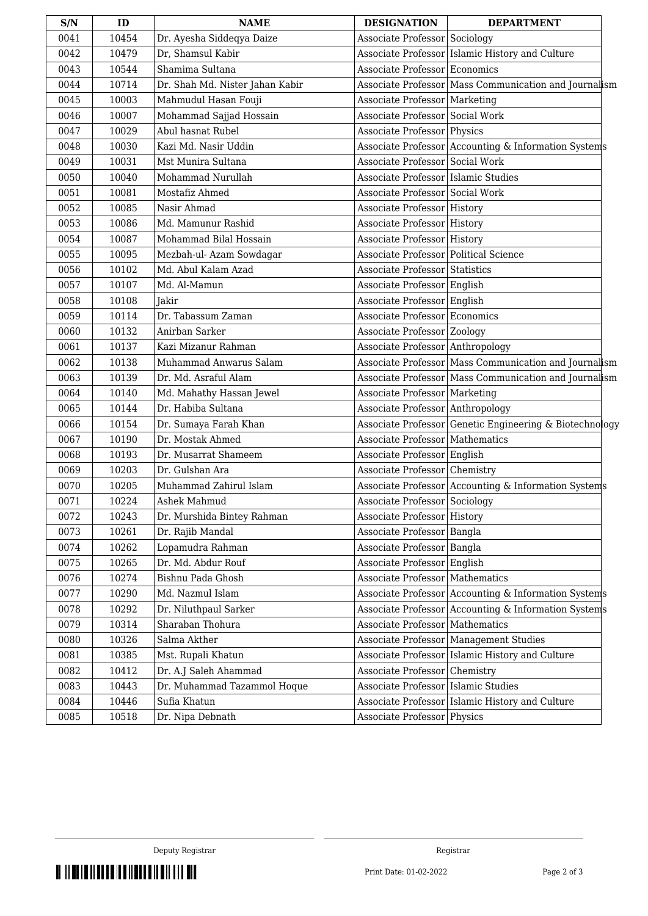| S/N | ID | NAME | DESIGNATION | DEPARTMENT |
|---|---|---|---|---|
| 0041 | 10454 | Dr. Ayesha Siddeqya Daize | Associate Professor | Sociology |
| 0042 | 10479 | Dr, Shamsul Kabir | Associate Professor | Islamic History and Culture |
| 0043 | 10544 | Shamima Sultana | Associate Professor | Economics |
| 0044 | 10714 | Dr. Shah Md. Nister Jahan Kabir | Associate Professor | Mass Communication and Journalism |
| 0045 | 10003 | Mahmudul Hasan Fouji | Associate Professor | Marketing |
| 0046 | 10007 | Mohammad Sajjad Hossain | Associate Professor | Social Work |
| 0047 | 10029 | Abul hasnat Rubel | Associate Professor | Physics |
| 0048 | 10030 | Kazi Md. Nasir Uddin | Associate Professor | Accounting & Information Systems |
| 0049 | 10031 | Mst Munira Sultana | Associate Professor | Social Work |
| 0050 | 10040 | Mohammad Nurullah | Associate Professor | Islamic Studies |
| 0051 | 10081 | Mostafiz Ahmed | Associate Professor | Social Work |
| 0052 | 10085 | Nasir Ahmad | Associate Professor | History |
| 0053 | 10086 | Md. Mamunur Rashid | Associate Professor | History |
| 0054 | 10087 | Mohammad Bilal Hossain | Associate Professor | History |
| 0055 | 10095 | Mezbah-ul- Azam Sowdagar | Associate Professor | Political Science |
| 0056 | 10102 | Md. Abul Kalam Azad | Associate Professor | Statistics |
| 0057 | 10107 | Md. Al-Mamun | Associate Professor | English |
| 0058 | 10108 | Jakir | Associate Professor | English |
| 0059 | 10114 | Dr. Tabassum Zaman | Associate Professor | Economics |
| 0060 | 10132 | Anirban Sarker | Associate Professor | Zoology |
| 0061 | 10137 | Kazi Mizanur Rahman | Associate Professor | Anthropology |
| 0062 | 10138 | Muhammad Anwarus Salam | Associate Professor | Mass Communication and Journalism |
| 0063 | 10139 | Dr. Md. Asraful Alam | Associate Professor | Mass Communication and Journalism |
| 0064 | 10140 | Md. Mahathy Hassan Jewel | Associate Professor | Marketing |
| 0065 | 10144 | Dr. Habiba Sultana | Associate Professor | Anthropology |
| 0066 | 10154 | Dr. Sumaya Farah Khan | Associate Professor | Genetic Engineering & Biotechnology |
| 0067 | 10190 | Dr. Mostak Ahmed | Associate Professor | Mathematics |
| 0068 | 10193 | Dr. Musarrat Shameem | Associate Professor | English |
| 0069 | 10203 | Dr. Gulshan Ara | Associate Professor | Chemistry |
| 0070 | 10205 | Muhammad Zahirul Islam | Associate Professor | Accounting & Information Systems |
| 0071 | 10224 | Ashek Mahmud | Associate Professor | Sociology |
| 0072 | 10243 | Dr. Murshida Bintey Rahman | Associate Professor | History |
| 0073 | 10261 | Dr. Rajib Mandal | Associate Professor | Bangla |
| 0074 | 10262 | Lopamudra Rahman | Associate Professor | Bangla |
| 0075 | 10265 | Dr. Md. Abdur Rouf | Associate Professor | English |
| 0076 | 10274 | Bishnu Pada Ghosh | Associate Professor | Mathematics |
| 0077 | 10290 | Md. Nazmul Islam | Associate Professor | Accounting & Information Systems |
| 0078 | 10292 | Dr. Niluthpaul Sarker | Associate Professor | Accounting & Information Systems |
| 0079 | 10314 | Sharaban Thohura | Associate Professor | Mathematics |
| 0080 | 10326 | Salma Akther | Associate Professor | Management Studies |
| 0081 | 10385 | Mst. Rupali Khatun | Associate Professor | Islamic History and Culture |
| 0082 | 10412 | Dr. A.J Saleh Ahammad | Associate Professor | Chemistry |
| 0083 | 10443 | Dr. Muhammad Tazammol Hoque | Associate Professor | Islamic Studies |
| 0084 | 10446 | Sufia Khatun | Associate Professor | Islamic History and Culture |
| 0085 | 10518 | Dr. Nipa Debnath | Associate Professor | Physics |

Deputy Registrar

Registrar

Print Date: 01-02-2022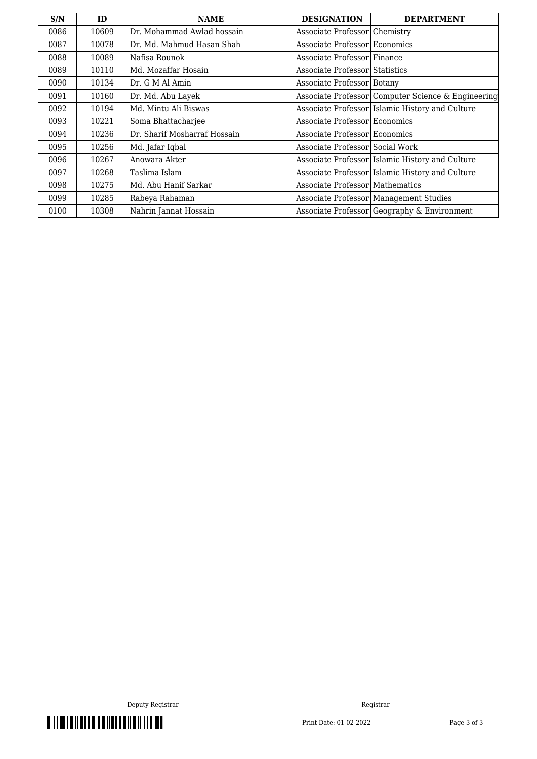| S/N | ID | NAME | DESIGNATION | DEPARTMENT |
|---|---|---|---|---|
| 0086 | 10609 | Dr. Mohammad Awlad hossain | Associate Professor | Chemistry |
| 0087 | 10078 | Dr. Md. Mahmud Hasan Shah | Associate Professor | Economics |
| 0088 | 10089 | Nafisa Rounok | Associate Professor | Finance |
| 0089 | 10110 | Md. Mozaffar Hosain | Associate Professor | Statistics |
| 0090 | 10134 | Dr. G M Al Amin | Associate Professor | Botany |
| 0091 | 10160 | Dr. Md. Abu Layek | Associate Professor | Computer Science & Engineering |
| 0092 | 10194 | Md. Mintu Ali Biswas | Associate Professor | Islamic History and Culture |
| 0093 | 10221 | Soma Bhattacharjee | Associate Professor | Economics |
| 0094 | 10236 | Dr. Sharif Mosharraf Hossain | Associate Professor | Economics |
| 0095 | 10256 | Md. Jafar Iqbal | Associate Professor | Social Work |
| 0096 | 10267 | Anowara Akter | Associate Professor | Islamic History and Culture |
| 0097 | 10268 | Taslima Islam | Associate Professor | Islamic History and Culture |
| 0098 | 10275 | Md. Abu Hanif Sarkar | Associate Professor | Mathematics |
| 0099 | 10285 | Rabeya Rahaman | Associate Professor | Management Studies |
| 0100 | 10308 | Nahrin Jannat Hossain | Associate Professor | Geography & Environment |

Deputy Registrar

Registrar

Print Date: 01-02-2022